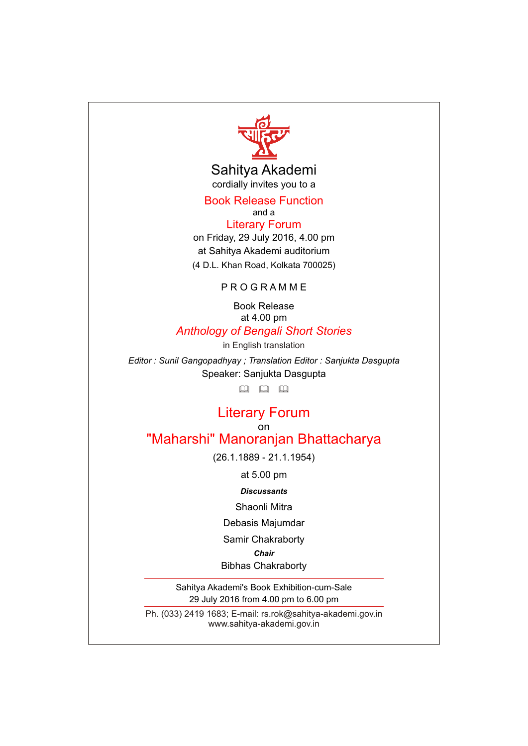# Sahitya Akademi

cordially invites you to a

## Book Release Function

and a

## Literary Forum

on Friday, 29 July 2016, 4.00 pm

at Sahitya Akademi auditorium

(4 D.L. Khan Road, Kolkata 700025)

### PROGRAMME

Book Release

at 4.00 pm

*Anthology of Bengali Short Stories*

in English translation

*Editor : Sunil Gangopadhyay ; Translation Editor : Sanjukta Dasgupta*

Speaker: Sanjukta Dasgupta

## Literary Forum

on

## "Maharshi" Manoranjan Bhattacharya

(26.1.1889 - 21.1.1954)

at 5.00 pm

***Discussants***

Shaonli Mitra

Debasis Majumdar

Samir Chakraborty

***Chair***

Bibhas Chakraborty

---

Sahitya Akademi's Book Exhibition-cum-Sale

29 July 2016 from 4.00 pm to 6.00 pm

---

Ph. (033) 2419 1683; E-mail: rs.rok@sahitya-akademi.gov.in

www.sahitya-akademi.gov.in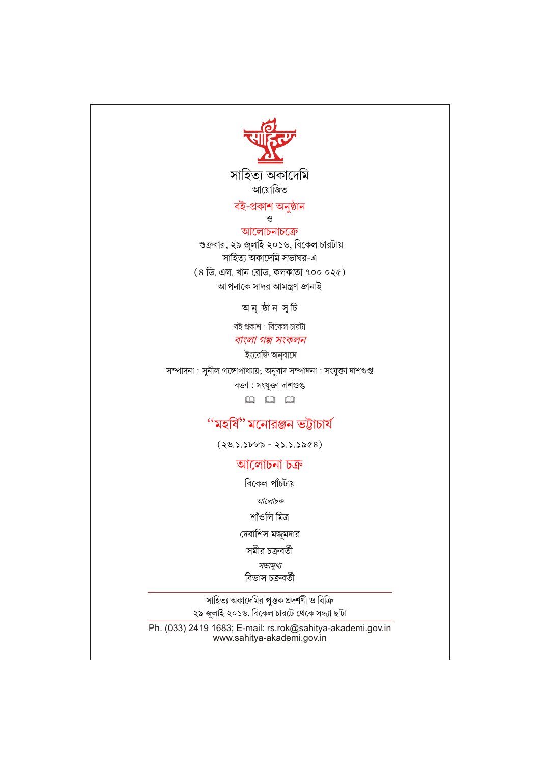# সাহিত্য অকাদেমি

আয়োজিত

## বই-প্রকাশ অনুষ্ঠান

ও

## আলোচনাচক্রে

শুক্রবার, ২৯ জুলাই ২০১৬, বিকেল চারটায়

সাহিত্য অকাদেমি সভাঘর-এ

(৪ ডি. এল. খান রোড, কলকাতা ৭০০ ০২৫)

আপনাকে সাদর আমন্ত্রণ জানাই

### অ নু ষ্ঠা ন সূ চি

বই প্রকাশ : বিকেল চারটা

*বাংলা গল্প সংকলন*

ইংরেজি অনুবাদে

সম্পাদনা : সুনীল গঙ্গোপাধ্যায়; অনুবাদ সম্পাদনা : সংযুক্তা দাশগুপ্ত

বক্তা : সংযুক্তা দাশগুপ্ত

## "মহর্ষি" মনোরঞ্জন ভট্টাচার্য

(২৬.১.১৮৮৯ - ২১.১.১৯৫৪)

## আলোচনা চক্র

বিকেল পাঁচটায়

*আলোচক*

শাঁওলি মিত্র

দেবাশিস মজুমদার

সমীর চক্রবর্তী

*সভামুখ্য*

বিভাস চক্রবর্তী

---

সাহিত্য অকাদেমির পুস্তক প্রদর্শনী ও বিক্রি

২৯ জুলাই ২০১৬, বিকেল চারটে থেকে সন্ধ্যা ছ'টা

---

Ph. (033) 2419 1683; E-mail: rs.rok@sahitya-akademi.gov.in

www.sahitya-akademi.gov.in